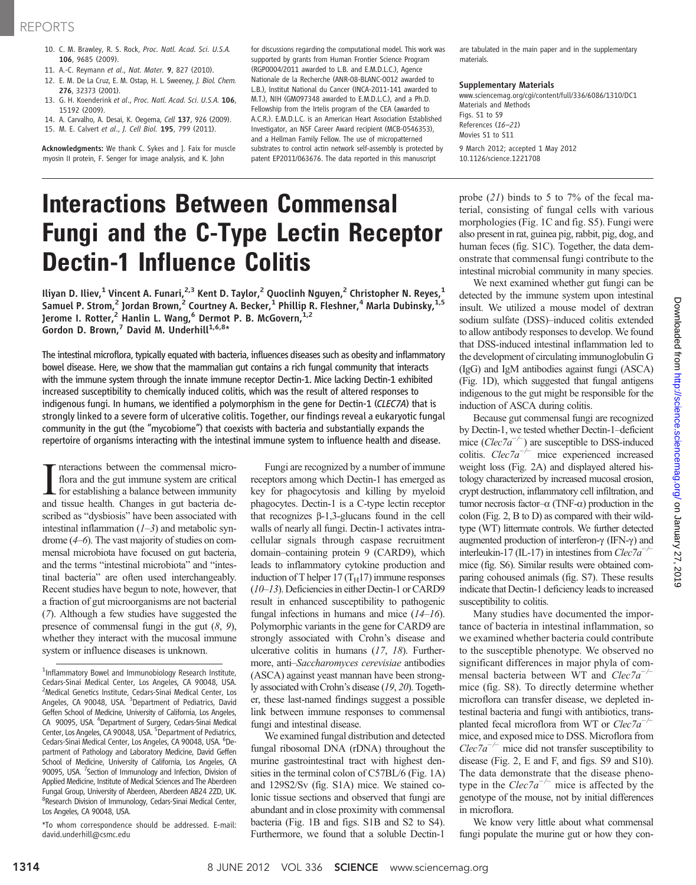10. C. M. Brawley, R. S. Rock, *Proc. Natl. Acad. Sci. U.S.A.* **106**, 9685 (2009).
11. A.-C. Reymann *et al.*, *Nat. Mater.* **9**, 827 (2010).
12. E. M. De La Cruz, E. M. Ostap, H. L. Sweeney, *J. Biol. Chem.* **276**, 32373 (2001).
13. G. H. Koenderink *et al.*, *Proc. Natl. Acad. Sci. U.S.A.* **106**, 15192 (2009).
14. A. Carvalho, A. Desai, K. Oegema, *Cell* **137**, 926 (2009).
15. M. E. Calvert *et al.*, *J. Cell Biol.* **195**, 799 (2011).

**Acknowledgments:** We thank C. Sykes and J. Faix for muscle myosin II protein, F. Senger for image analysis, and K. John for discussions regarding the computational model. This work was supported by grants from Human Frontier Science Program (RGP0004/2011 awarded to L.B. and E.M.D.L.C.), Agence Nationale de la Recherche (ANR-08-BLANC-0012 awarded to L.B.), Institut National du Cancer (INCA-2011-141 awarded to M.T.), NIH (GM097348 awarded to E.M.D.L.C.), and a Ph.D. Fellowship from the Irtelis program of the CEA (awarded to A.C.R.). E.M.D.L.C. is an American Heart Association Established Investigator, an NSF Career Award recipient (MCB-0546353), and a Hellman Family Fellow. The use of micropatterned substrates to control actin network self-assembly is protected by patent EP2011/063676. The data reported in this manuscript are tabulated in the main paper and in the supplementary materials.

**Supplementary Materials**
www.sciencemag.org/cgi/content/full/336/6086/1310/DC1
Materials and Methods
Figs. S1 to S9
References (16–21)
Movies S1 to S11

9 March 2012; accepted 1 May 2012
10.1126/science.1221708

# Interactions Between Commensal Fungi and the C-Type Lectin Receptor Dectin-1 Influence Colitis

Iliyan D. Iliev,[1] Vincent A. Funari,[2,3] Kent D. Taylor,[2] Quoclinh Nguyen,[2] Christopher N. Reyes,[1] Samuel P. Strom,[2] Jordan Brown,[2] Courtney A. Becker,[1] Phillip R. Fleshner,[4] Marla Dubinsky,[1,5] Jerome I. Rotter,[2] Hanlin L. Wang,[6] Dermot P. B. McGovern,[1,2] Gordon D. Brown,[7] David M. Underhill[1,6,8]*

**The intestinal microflora, typically equated with bacteria, influences diseases such as obesity and inflammatory bowel disease. Here, we show that the mammalian gut contains a rich fungal community that interacts with the immune system through the innate immune receptor Dectin-1. Mice lacking Dectin-1 exhibited increased susceptibility to chemically induced colitis, which was the result of altered responses to indigenous fungi. In humans, we identified a polymorphism in the gene for Dectin-1 (*CLEC7A*) that is strongly linked to a severe form of ulcerative colitis. Together, our findings reveal a eukaryotic fungal community in the gut (the "mycobiome") that coexists with bacteria and substantially expands the repertoire of organisms interacting with the intestinal immune system to influence health and disease.**

Interactions between the commensal microflora and the gut immune system are critical for establishing a balance between immunity and tissue health. Changes in gut bacteria described as "dysbiosis" have been associated with intestinal inflammation (*1*–*3*) and metabolic syndrome (*4*–*6*). The vast majority of studies on commensal microbiota have focused on gut bacteria, and the terms "intestinal microbiota" and "intestinal bacteria" are often used interchangeably. Recent studies have begun to note, however, that a fraction of gut microorganisms are not bacterial (*7*). Although a few studies have suggested the presence of commensal fungi in the gut (*8*, *9*), whether they interact with the mucosal immune system or influence diseases is unknown.

Fungi are recognized by a number of immune receptors among which Dectin-1 has emerged as key for phagocytosis and killing by myeloid phagocytes. Dectin-1 is a C-type lectin receptor that recognizes β-1,3-glucans found in the cell walls of nearly all fungi. Dectin-1 activates intracellular signals through caspase recruitment domain–containing protein 9 (CARD9), which leads to inflammatory cytokine production and induction of T helper 17 ($T_H17$) immune responses (*10*–*13*). Deficiencies in either Dectin-1 or CARD9 result in enhanced susceptibility to pathogenic fungal infections in humans and mice (*14*–*16*). Polymorphic variants in the gene for CARD9 are strongly associated with Crohn's disease and ulcerative colitis in humans (*17*, *18*). Furthermore, anti–*Saccharomyces cerevisiae* antibodies (ASCA) against yeast mannan have been strongly associated with Crohn's disease (*19*, *20*). Together, these last-named findings suggest a possible link between immune responses to commensal fungi and intestinal disease.

We examined fungal distribution and detected fungal ribosomal DNA (rDNA) throughout the murine gastrointestinal tract with highest densities in the terminal colon of C57BL/6 (Fig. 1A) and 129S2/Sv (fig. S1A) mice. We stained colonic tissue sections and observed that fungi are abundant and in close proximity with commensal bacteria (Fig. 1B and figs. S1B and S2 to S4). Furthermore, we found that a soluble Dectin-1 probe (*21*) binds to 5 to 7% of the fecal material, consisting of fungal cells with various morphologies (Fig. 1C and fig. S5). Fungi were also present in rat, guinea pig, rabbit, pig, dog, and human feces (fig. S1C). Together, the data demonstrate that commensal fungi contribute to the intestinal microbial community in many species.

We next examined whether gut fungi can be detected by the immune system upon intestinal insult. We utilized a mouse model of dextran sodium sulfate (DSS)–induced colitis extended to allow antibody responses to develop. We found that DSS-induced intestinal inflammation led to the development of circulating immunoglobulin G (IgG) and IgM antibodies against fungi (ASCA) (Fig. 1D), which suggested that fungal antigens indigenous to the gut might be responsible for the induction of ASCA during colitis.

Because gut commensal fungi are recognized by Dectin-1, we tested whether Dectin-1–deficient mice ($Clec7a^{-/-}$) are susceptible to DSS-induced colitis. $Clec7a^{-/-}$ mice experienced increased weight loss (Fig. 2A) and displayed altered histology characterized by increased mucosal erosion, crypt destruction, inflammatory cell infiltration, and tumor necrosis factor–α (TNF-α) production in the colon (Fig. 2, B to D) as compared with their wild-type (WT) littermate controls. We further detected augmented production of interferon-γ (IFN-γ) and interleukin-17 (IL-17) in intestines from $Clec7a^{-/-}$ mice (fig. S6). Similar results were obtained comparing cohoused animals (fig. S7). These results indicate that Dectin-1 deficiency leads to increased susceptibility to colitis.

Many studies have documented the importance of bacteria in intestinal inflammation, so we examined whether bacteria could contribute to the susceptible phenotype. We observed no significant differences in major phyla of commensal bacteria between WT and $Clec7a^{-/-}$ mice (fig. S8). To directly determine whether microflora can transfer disease, we depleted intestinal bacteria and fungi with antibiotics, transplanted fecal microflora from WT or $Clec7a^{-/-}$ mice, and exposed mice to DSS. Microflora from $Clec7a^{-/-}$ mice did not transfer susceptibility to disease (Fig. 2, E and F, and figs. S9 and S10). The data demonstrate that the disease phenotype in the $Clec7a^{-/-}$ mice is affected by the genotype of the mouse, not by initial differences in microflora.

We know very little about what commensal fungi populate the murine gut or how they con-

---

[1]Inflammatory Bowel and Immunobiology Research Institute, Cedars-Sinai Medical Center, Los Angeles, CA 90048, USA. [2]Medical Genetics Institute, Cedars-Sinai Medical Center, Los Angeles, CA 90048, USA. [3]Department of Pediatrics, David Geffen School of Medicine, University of California, Los Angeles, CA 90095, USA. [4]Department of Surgery, Cedars-Sinai Medical Center, Los Angeles, CA 90048, USA. [5]Department of Pediatrics, Cedars-Sinai Medical Center, Los Angeles, CA 90048, USA. [6]Department of Pathology and Laboratory Medicine, David Geffen School of Medicine, University of California, Los Angeles, CA 90095, USA. [7]Section of Immunology and Infection, Division of Applied Medicine, Institute of Medical Sciences and The Aberdeen Fungal Group, University of Aberdeen, Aberdeen AB24 2ZD, UK. [8]Research Division of Immunology, Cedars-Sinai Medical Center, Los Angeles, CA 90048, USA.

*To whom correspondence should be addressed. E-mail: david.underhill@csmc.edu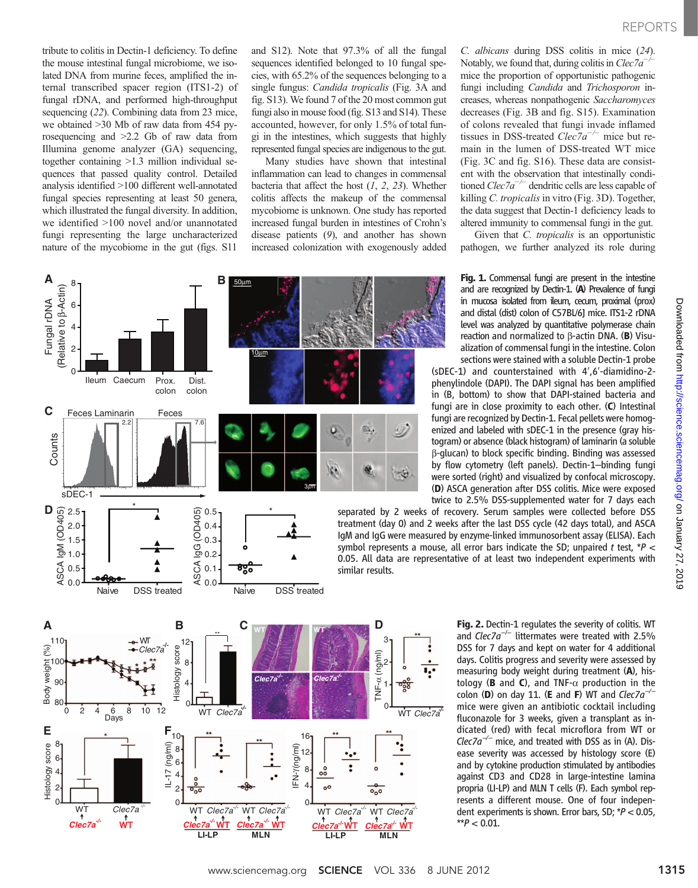tribute to colitis in Dectin-1 deficiency. To define the mouse intestinal fungal microbiome, we isolated DNA from murine feces, amplified the internal transcribed spacer region (ITS1-2) of fungal rDNA, and performed high-throughput sequencing (22). Combining data from 23 mice, we obtained >30 Mb of raw data from 454 pyrosequencing and >2.2 Gb of raw data from Illumina genome analyzer (GA) sequencing, together containing >1.3 million individual sequences that passed quality control. Detailed analysis identified >100 different well-annotated fungal species representing at least 50 genera, which illustrated the fungal diversity. In addition, we identified >100 novel and/or unannotated fungi representing the large uncharacterized nature of the mycobiome in the gut (figs. S11 and S12). Note that 97.3% of all the fungal sequences identified belonged to 10 fungal species, with 65.2% of the sequences belonging to a single fungus: *Candida tropicalis* (Fig. 3A and fig. S13). We found 7 of the 20 most common gut fungi also in mouse food (fig. S13 and S14). These accounted, however, for only 1.5% of total fungi in the intestines, which suggests that highly represented fungal species are indigenous to the gut.

Many studies have shown that intestinal inflammation can lead to changes in commensal bacteria that affect the host (1, 2, 23). Whether colitis affects the makeup of the commensal mycobiome is unknown. One study has reported increased fungal burden in intestines of Crohn's disease patients (9), and another has shown increased colonization with exogenously added *C. albicans* during DSS colitis in mice (24). Notably, we found that, during colitis in *Clec7a*$^{-/-}$ mice the proportion of opportunistic pathogenic fungi including *Candida* and *Trichosporon* increases, whereas nonpathogenic *Saccharomyces* decreases (Fig. 3B and fig. S15). Examination of colons revealed that fungi invade inflamed tissues in DSS-treated *Clec7a*$^{-/-}$ mice but remain in the lumen of DSS-treated WT mice (Fig. 3C and fig. S16). These data are consistent with the observation that intestinally conditioned *Clec7a*$^{-/-}$ dendritic cells are less capable of killing *C. tropicalis* in vitro (Fig. 3D). Together, the data suggest that Dectin-1 deficiency leads to altered immunity to commensal fungi in the gut.

Given that *C. tropicalis* is an opportunistic pathogen, we further analyzed its role during

**Fig. 1.** Commensal fungi are present in the intestine and are recognized by Dectin-1. (**A**) Prevalence of fungi in mucosa isolated from ileum, cecum, proximal (prox) and distal (dist) colon of C57BL/6J mice. ITS1-2 rDNA level was analyzed by quantitative polymerase chain reaction and normalized to β-actin DNA. (**B**) Visualization of commensal fungi in the intestine. Colon sections were stained with a soluble Dectin-1 probe (sDEC-1) and counterstained with 4′,6′-diamidino-2-phenylindole (DAPI). The DAPI signal has been amplified in (B, bottom) to show that DAPI-stained bacteria and fungi are in close proximity to each other. (**C**) Intestinal fungi are recognized by Dectin-1. Fecal pellets were homogenized and labeled with sDEC-1 in the presence (gray histogram) or absence (black histogram) of laminarin (a soluble β-glucan) to block specific binding. Binding was assessed by flow cytometry (left panels). Dectin-1–binding fungi were sorted (right) and visualized by confocal microscopy. (**D**) ASCA generation after DSS colitis. Mice were exposed twice to 2.5% DSS-supplemented water for 7 days each separated by 2 weeks of recovery. Serum samples were collected before DSS treatment (day 0) and 2 weeks after the last DSS cycle (42 days total), and ASCA IgM and IgG were measured by enzyme-linked immunosorbent assay (ELISA). Each symbol represents a mouse, all error bars indicate the SD; unpaired *t* test, *$P$ < 0.05. All data are representative of at least two independent experiments with similar results.

**Fig. 2.** Dectin-1 regulates the severity of colitis. WT and *Clec7a*$^{-/-}$ littermates were treated with 2.5% DSS for 7 days and kept on water for 4 additional days. Colitis progress and severity were assessed by measuring body weight during treatment (**A**), histology (**B** and **C**), and TNF-α production in the colon (**D**) on day 11. (**E** and **F**) WT and *Clec7a*$^{-/-}$ mice were given an antibiotic cocktail including fluconazole for 3 weeks, given a transplant as indicated (red) with fecal microflora from WT or *Clec7a*$^{-/-}$ mice, and treated with DSS as in (A). Disease severity was accessed by histology score (E) and by cytokine production stimulated by antibodies against CD3 and CD28 in large-intestine lamina propria (LI-LP) and MLN T cells (F). Each symbol represents a different mouse. One of four independent experiments is shown. Error bars, SD; *$P$ < 0.05, **$P$ < 0.01.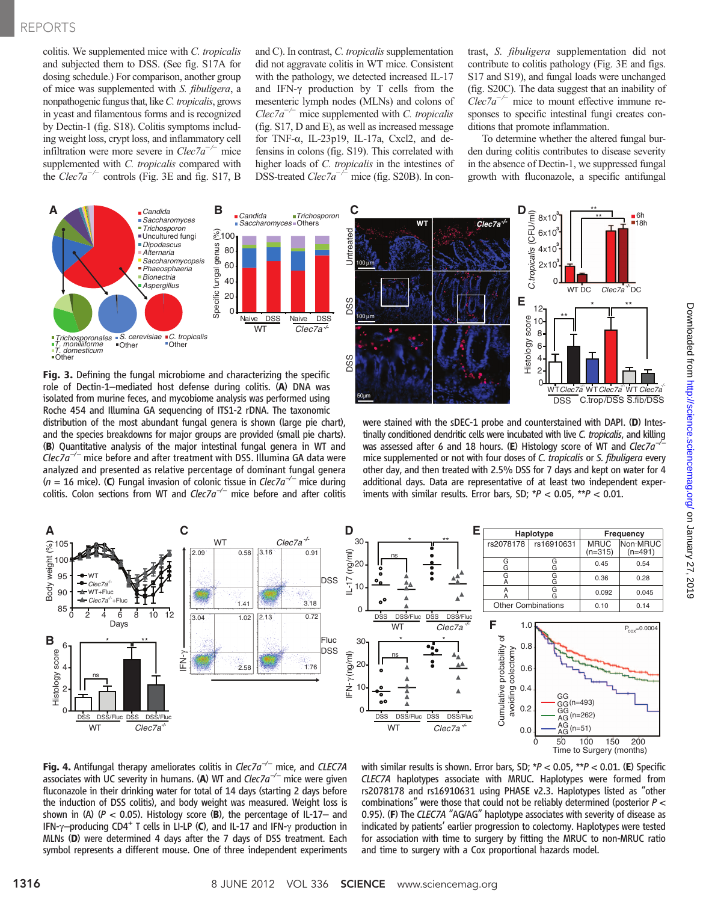colitis. We supplemented mice with *C. tropicalis* and subjected them to DSS. (See fig. S17A for dosing schedule.) For comparison, another group of mice was supplemented with *S. fibuligera*, a nonpathogenic fungus that, like *C. tropicalis*, grows in yeast and filamentous forms and is recognized by Dectin-1 (fig. S18). Colitis symptoms including weight loss, crypt loss, and inflammatory cell infiltration were more severe in *Clec7a*$^{-/-}$ mice supplemented with *C. tropicalis* compared with the *Clec7a*$^{-/-}$ controls (Fig. 3E and fig. S17, B and C). In contrast, *C. tropicalis* supplementation did not aggravate colitis in WT mice. Consistent with the pathology, we detected increased IL-17 and IFN-γ production by T cells from the mesenteric lymph nodes (MLNs) and colons of *Clec7a*$^{-/-}$ mice supplemented with *C. tropicalis* (fig. S17, D and E), as well as increased message for TNF-α, IL-23p19, IL-17a, Cxcl2, and defensins in colons (fig. S19). This correlated with higher loads of *C. tropicalis* in the intestines of DSS-treated *Clec7a*$^{-/-}$ mice (fig. S20B). In contrast, *S. fibuligera* supplementation did not contribute to colitis pathology (Fig. 3E and figs. S17 and S19), and fungal loads were unchanged (fig. S20C). The data suggest that an inability of *Clec7a*$^{-/-}$ mice to mount effective immune responses to specific intestinal fungi creates conditions that promote inflammation.

To determine whether the altered fungal burden during colitis contributes to disease severity in the absence of Dectin-1, we suppressed fungal growth with fluconazole, a specific antifungal

**Fig. 3.** Defining the fungal microbiome and characterizing the specific role of Dectin-1–mediated host defense during colitis. (**A**) DNA was isolated from murine feces, and mycobiome analysis was performed using Roche 454 and Illumina GA sequencing of ITS1-2 rDNA. The taxonomic distribution of the most abundant fungal genera is shown (large pie chart), and the species breakdowns for major groups are provided (small pie charts). (**B**) Quantitative analysis of the major intestinal fungal genera in WT and *Clec7a*$^{-/-}$ mice before and after treatment with DSS. Illumina GA data were analyzed and presented as relative percentage of dominant fungal genera ($n$ = 16 mice). (**C**) Fungal invasion of colonic tissue in *Clec7a*$^{-/-}$ mice during colitis. Colon sections from WT and *Clec7a*$^{-/-}$ mice before and after colitis were stained with the sDEC-1 probe and counterstained with DAPI. (**D**) Intestinally conditioned dendritic cells were incubated with live *C. tropicalis*, and killing was assessed after 6 and 18 hours. (**E**) Histology score of WT and *Clec7a*$^{-/-}$ mice supplemented or not with four doses of *C. tropicalis* or *S. fibuligera* every other day, and then treated with 2.5% DSS for 7 days and kept on water for 4 additional days. Data are representative of at least two independent experiments with similar results. Error bars, SD; \*$P$ < 0.05, \*\*$P$ < 0.01.

| Haplotype | | Frequency | |
|---|---|---|---|
| rs2078178 | rs16910631 | MRUC (n=315) | Non-MRUC (n=491) |
| G G | G G | 0.45 | 0.54 |
| G A | G G | 0.36 | 0.28 |
| A A | G G | 0.092 | 0.045 |
| Other Combinations | | 0.10 | 0.14 |

**Fig. 4.** Antifungal therapy ameliorates colitis in *Clec7a*$^{-/-}$ mice, and *CLEC7A* associates with UC severity in humans. (**A**) WT and *Clec7a*$^{-/-}$ mice were given fluconazole in their drinking water for total of 14 days (starting 2 days before the induction of DSS colitis), and body weight was measured. Weight loss is shown in (A) ($P$ < 0.05). Histology score (**B**), the percentage of IL-17– and IFN-γ–producing CD4$^{+}$ T cells in LI-LP (**C**), and IL-17 and IFN-γ production in MLNs (**D**) were determined 4 days after the 7 days of DSS treatment. Each symbol represents a different mouse. One of three independent experiments with similar results is shown. Error bars, SD; \*$P$ < 0.05, \*\*$P$ < 0.01. (**E**) Specific *CLEC7A* haplotypes associate with MRUC. Haplotypes were formed from rs2078178 and rs16910631 using PHASE v2.3. Haplotypes listed as "other combinations" were those that could not be reliably determined (posterior $P$ < 0.95). (**F**) The *CLEC7A* "AG/AG" haplotype associates with severity of disease as indicated by patients' earlier progression to colectomy. Haplotypes were tested for association with time to surgery by fitting the MRUC to non-MRUC ratio and time to surgery with a Cox proportional hazards model.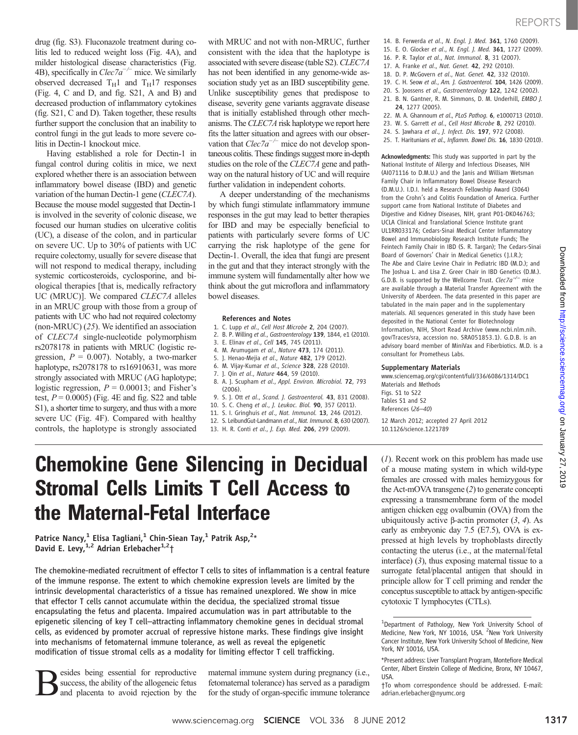drug (fig. S3). Fluconazole treatment during colitis led to reduced weight loss (Fig. 4A), and milder histological disease characteristics (Fig. 4B), specifically in $Clec7a^{-/-}$ mice. We similarly observed decreased $T_H1$ and $T_H17$ responses (Fig. 4, C and D, and fig. S21, A and B) and decreased production of inflammatory cytokines (fig. S21, C and D). Taken together, these results further support the conclusion that an inability to control fungi in the gut leads to more severe colitis in Dectin-1 knockout mice.

Having established a role for Dectin-1 in fungal control during colitis in mice, we next explored whether there is an association between inflammatory bowel disease (IBD) and genetic variation of the human Dectin-1 gene (*CLEC7A*). Because the mouse model suggested that Dectin-1 is involved in the severity of colonic disease, we focused our human studies on ulcerative colitis (UC), a disease of the colon, and in particular on severe UC. Up to 30% of patients with UC require colectomy, usually for severe disease that will not respond to medical therapy, including systemic corticosteroids, cyclosporine, and biological therapies [that is, medically refractory UC (MRUC)]. We compared *CLEC7A* alleles in an MRUC group with those from a group of patients with UC who had not required colectomy (non-MRUC) (*25*). We identified an association of *CLEC7A* single-nucleotide polymorphism rs2078178 in patients with MRUC (logistic regression, $P = 0.007$). Notably, a two-marker haplotype, rs2078178 to rs16910631, was more strongly associated with MRUC (AG haplotype; logistic regression, $P = 0.00013$; and Fisher's test, $P = 0.0005$) (Fig. 4E and fig. S22 and table S1), a shorter time to surgery, and thus with a more severe UC (Fig. 4F). Compared with healthy controls, the haplotype is strongly associated with MRUC and not with non-MRUC, further consistent with the idea that the haplotype is associated with severe disease (table S2). *CLEC7A* has not been identified in any genome-wide association study yet as an IBD susceptibility gene. Unlike susceptibility genes that predispose to disease, severity gene variants aggravate disease that is initially established through other mechanisms. The *CLEC7A* risk haplotype we report here fits the latter situation and agrees with our observation that $Clec7a^{-/-}$ mice do not develop spontaneous colitis. These findings suggest more in-depth studies on the role of the *CLEC7A* gene and pathway on the natural history of UC and will require further validation in independent cohorts.

A deeper understanding of the mechanisms by which fungi stimulate inflammatory immune responses in the gut may lead to better therapies for IBD and may be especially beneficial to patients with particularly severe forms of UC carrying the risk haplotype of the gene for Dectin-1. Overall, the idea that fungi are present in the gut and that they interact strongly with the immune system will fundamentally alter how we think about the gut microflora and inflammatory bowel diseases.

### References and Notes

1. C. Lupp *et al.*, *Cell Host Microbe* **2**, 204 (2007).
2. B. P. Willing *et al.*, *Gastroenterology* **139**, 1844, e1 (2010).
3. E. Elinav *et al.*, *Cell* **145**, 745 (2011).
4. M. Arumugam *et al.*, *Nature* **473**, 174 (2011).
5. J. Henao-Mejia *et al.*, *Nature* **482**, 179 (2012).
6. M. Vijay-Kumar *et al.*, *Science* **328**, 228 (2010).
7. J. Qin *et al.*, *Nature* **464**, 59 (2010).
8. A. J. Scupham *et al.*, *Appl. Environ. Microbiol.* **72**, 793 (2006).
9. S. J. Ott *et al.*, *Scand. J. Gastroenterol.* **43**, 831 (2008).
10. S. C. Cheng *et al.*, *J. Leukoc. Biol.* **90**, 357 (2011).
11. S. I. Gringhuis *et al.*, *Nat. Immunol.* **13**, 246 (2012).
12. S. LeibundGut-Landmann *et al.*, *Nat. Immunol.* **8**, 630 (2007).
13. H. R. Conti *et al.*, *J. Exp. Med.* **206**, 299 (2009).
14. B. Ferwerda *et al.*, *N. Engl. J. Med.* **361**, 1760 (2009).
15. E. O. Glocker *et al.*, *N. Engl. J. Med.* **361**, 1727 (2009).
16. P. R. Taylor *et al.*, *Nat. Immunol.* **8**, 31 (2007).
17. A. Franke *et al.*, *Nat. Genet.* **42**, 292 (2010).
18. D. P. McGovern *et al.*, *Nat. Genet.* **42**, 332 (2010).
19. C. H. Seow *et al.*, *Am. J. Gastroenterol.* **104**, 1426 (2009).
20. S. Joossens *et al.*, *Gastroenterology* **122**, 1242 (2002).
21. B. N. Gantner, R. M. Simmons, D. M. Underhill, *EMBO J.* **24**, 1277 (2005).
22. M. A. Ghannoum *et al.*, *PLoS Pathog.* **6**, e1000713 (2010).
23. W. S. Garrett *et al.*, *Cell Host Microbe* **8**, 292 (2010).
24. S. Jawhara *et al.*, *J. Infect. Dis.* **197**, 972 (2008).
25. T. Haritunians *et al.*, *Inflamm. Bowel Dis.* **16**, 1830 (2010).

**Acknowledgments:** This study was supported in part by the National Institute of Allergy and Infectious Diseases, NIH (AI071116 to D.M.U.) and the Janis and William Wetsman Family Chair in Inflammatory Bowel Disease Research (D.M.U.). I.D.I. held a Research Fellowship Award (3064) from the Crohn's and Colitis Foundation of America. Further support came from National Institute of Diabetes and Digestive and Kidney Diseases, NIH, grant P01-DK046763; UCLA Clinical and Translational Science Institute grant UL1RR033176; Cedars-Sinai Medical Center Inflammatory Bowel and Immunobiology Research Institute Funds; The Feintech Family Chair in IBD (S. R. Targan); The Cedars-Sinai Board of Governors' Chair in Medical Genetics (J.I.R.); The Abe and Claire Levine Chair in Pediatric IBD (M.D.); and The Joshua L. and Lisa Z. Greer Chair in IBD Genetics (D.M.). G.D.B. is supported by the Wellcome Trust. $Clec7a^{-/-}$ mice are available through a Material Transfer Agreement with the University of Aberdeen. The data presented in this paper are tabulated in the main paper and in the supplementary materials. All sequences generated in this study have been deposited in the National Center for Biotechnology Information, NIH, Short Read Archive (www.ncbi.nlm.nih.gov/Traces/sra, accession no. SRA051853.1). G.D.B. is an advisory board member of MiniVax and Fiberbiotics. M.D. is a consultant for Prometheus Labs.

### Supplementary Materials

www.sciencemag.org/cgi/content/full/336/6086/1314/DC1
Materials and Methods
Figs. S1 to S22
Tables S1 and S2
References (*26*–*40*)

12 March 2012; accepted 27 April 2012
10.1126/science.1221789

# Chemokine Gene Silencing in Decidual Stromal Cells Limits T Cell Access to the Maternal-Fetal Interface

**Patrice Nancy,[1] Elisa Tagliani,[1] Chin-Siean Tay,[1] Patrik Asp,[2]\* David E. Levy,[1,2] Adrian Erlebacher[1,2]†**

**The chemokine-mediated recruitment of effector T cells to sites of inflammation is a central feature of the immune response. The extent to which chemokine expression levels are limited by the intrinsic developmental characteristics of a tissue has remained unexplored. We show in mice that effector T cells cannot accumulate within the decidua, the specialized stromal tissue encapsulating the fetus and placenta. Impaired accumulation was in part attributable to the epigenetic silencing of key T cell–attracting inflammatory chemokine genes in decidual stromal cells, as evidenced by promoter accrual of repressive histone marks. These findings give insight into mechanisms of fetomaternal immune tolerance, as well as reveal the epigenetic modification of tissue stromal cells as a modality for limiting effector T cell trafficking.**

Besides being essential for reproductive success, the ability of the allogeneic fetus and placenta to avoid rejection by the maternal immune system during pregnancy (i.e., fetomaternal tolerance) has served as a paradigm for the study of organ-specific immune tolerance (*1*). Recent work on this problem has made use of a mouse mating system in which wild-type females are crossed with males hemizygous for the Act-mOVA transgene (*2*) to generate concepti expressing a transmembrane form of the model antigen chicken egg ovalbumin (OVA) from the ubiquitously active β-actin promoter (*3*, *4*). As early as embryonic day 7.5 (E7.5), OVA is expressed at high levels by trophoblasts directly contacting the uterus (i.e., at the maternal/fetal interface) (*3*), thus exposing maternal tissue to a surrogate fetal/placental antigen that should in principle allow for T cell priming and render the conceptus susceptible to attack by antigen-specific cytotoxic T lymphocytes (CTLs).

[1]Department of Pathology, New York University School of Medicine, New York, NY 10016, USA. [2]New York University Cancer Institute, New York University School of Medicine, New York, NY 10016, USA.

\*Present address: Liver Transplant Program, Montefiore Medical Center, Albert Einstein College of Medicine, Bronx, NY 10467, USA.

†To whom correspondence should be addressed. E-mail: adrian.erlebacher@nyumc.org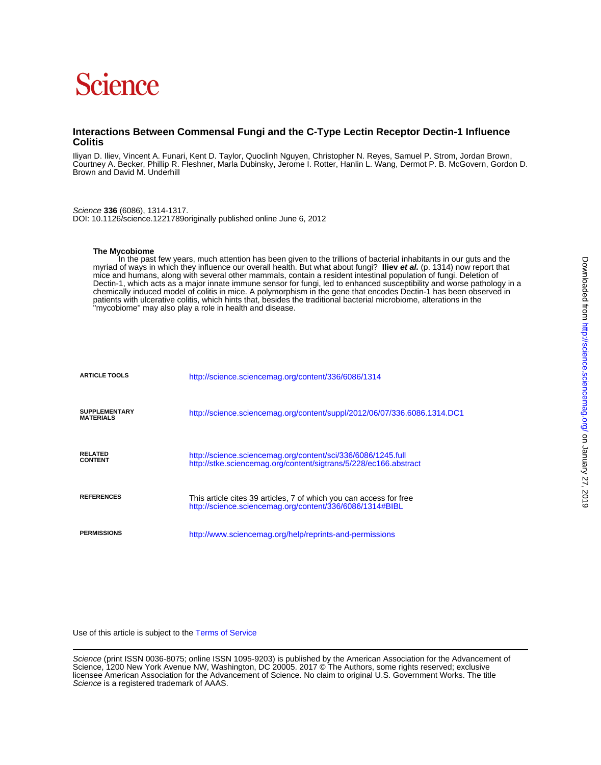# Science

## Interactions Between Commensal Fungi and the C-Type Lectin Receptor Dectin-1 Influence Colitis

Iliyan D. Iliev, Vincent A. Funari, Kent D. Taylor, Quoclinh Nguyen, Christopher N. Reyes, Samuel P. Strom, Jordan Brown, Courtney A. Becker, Phillip R. Fleshner, Marla Dubinsky, Jerome I. Rotter, Hanlin L. Wang, Dermot P. B. McGovern, Gordon D. Brown and David M. Underhill

*Science* **336** (6086), 1314-1317.
DOI: 10.1126/science.1221789originally published online June 6, 2012

**The Mycobiome**

In the past few years, much attention has been given to the trillions of bacterial inhabitants in our guts and the myriad of ways in which they influence our overall health. But what about fungi? **Iliev *et al.*** (p. 1314) now report that mice and humans, along with several other mammals, contain a resident intestinal population of fungi. Deletion of Dectin-1, which acts as a major innate immune sensor for fungi, led to enhanced susceptibility and worse pathology in a chemically induced model of colitis in mice. A polymorphism in the gene that encodes Dectin-1 has been observed in patients with ulcerative colitis, which hints that, besides the traditional bacterial microbiome, alterations in the ''mycobiome'' may also play a role in health and disease.

| | |
|---|---|
| **ARTICLE TOOLS** | http://science.sciencemag.org/content/336/6086/1314 |
| **SUPPLEMENTARY MATERIALS** | http://science.sciencemag.org/content/suppl/2012/06/07/336.6086.1314.DC1 |
| **RELATED CONTENT** | http://science.sciencemag.org/content/sci/336/6086/1245.full http://stke.sciencemag.org/content/sigtrans/5/228/ec166.abstract |
| **REFERENCES** | This article cites 39 articles, 7 of which you can access for free http://science.sciencemag.org/content/336/6086/1314#BIBL |
| **PERMISSIONS** | http://www.sciencemag.org/help/reprints-and-permissions |

Use of this article is subject to the Terms of Service

*Science* (print ISSN 0036-8075; online ISSN 1095-9203) is published by the American Association for the Advancement of Science, 1200 New York Avenue NW, Washington, DC 20005. 2017 © The Authors, some rights reserved; exclusive licensee American Association for the Advancement of Science. No claim to original U.S. Government Works. The title *Science* is a registered trademark of AAAS.

Downloaded from http://science.sciencemag.org/ on January 27, 2019